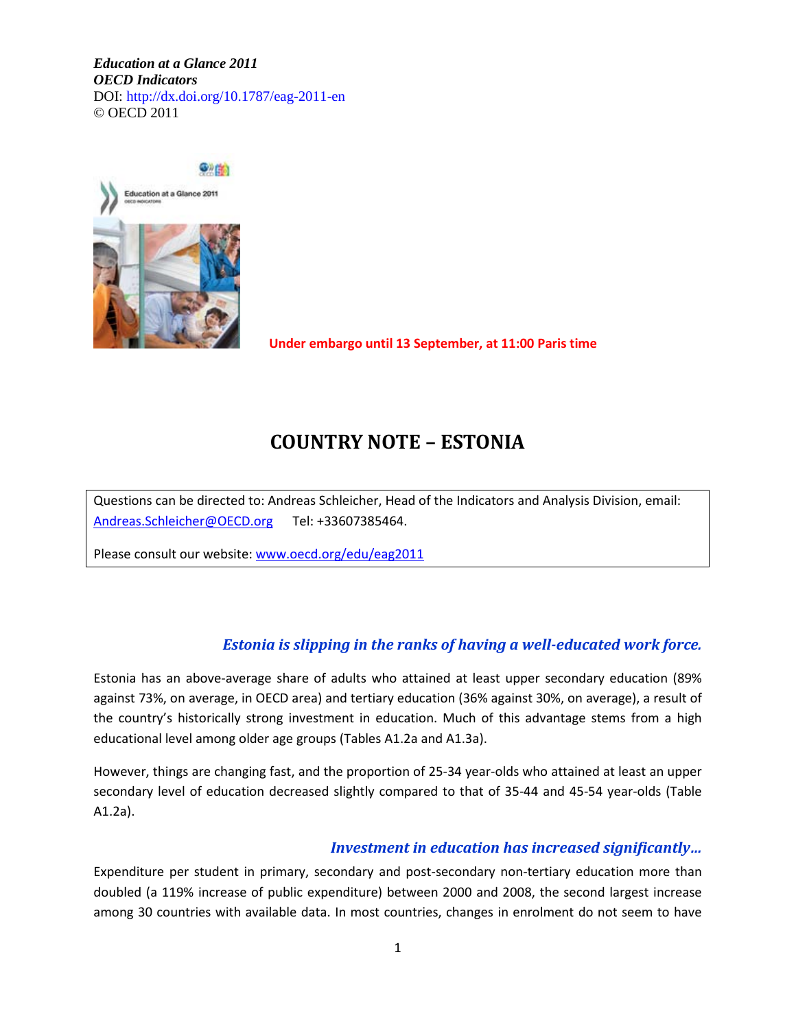***Education at a Glance 2011***
***OECD Indicators***
DOI: http://dx.doi.org/10.1787/eag-2011-en
© OECD 2011

**Under embargo until 13 September, at 11:00 Paris time**

# COUNTRY NOTE – ESTONIA

Questions can be directed to: Andreas Schleicher, Head of the Indicators and Analysis Division, email: Andreas.Schleicher@OECD.org Tel: +33607385464.

Please consult our website: www.oecd.org/edu/eag2011

### *Estonia is slipping in the ranks of having a well-educated work force.*

Estonia has an above-average share of adults who attained at least upper secondary education (89% against 73%, on average, in OECD area) and tertiary education (36% against 30%, on average), a result of the country's historically strong investment in education. Much of this advantage stems from a high educational level among older age groups (Tables A1.2a and A1.3a).

However, things are changing fast, and the proportion of 25-34 year-olds who attained at least an upper secondary level of education decreased slightly compared to that of 35-44 and 45-54 year-olds (Table A1.2a).

### *Investment in education has increased significantly…*

Expenditure per student in primary, secondary and post-secondary non-tertiary education more than doubled (a 119% increase of public expenditure) between 2000 and 2008, the second largest increase among 30 countries with available data. In most countries, changes in enrolment do not seem to have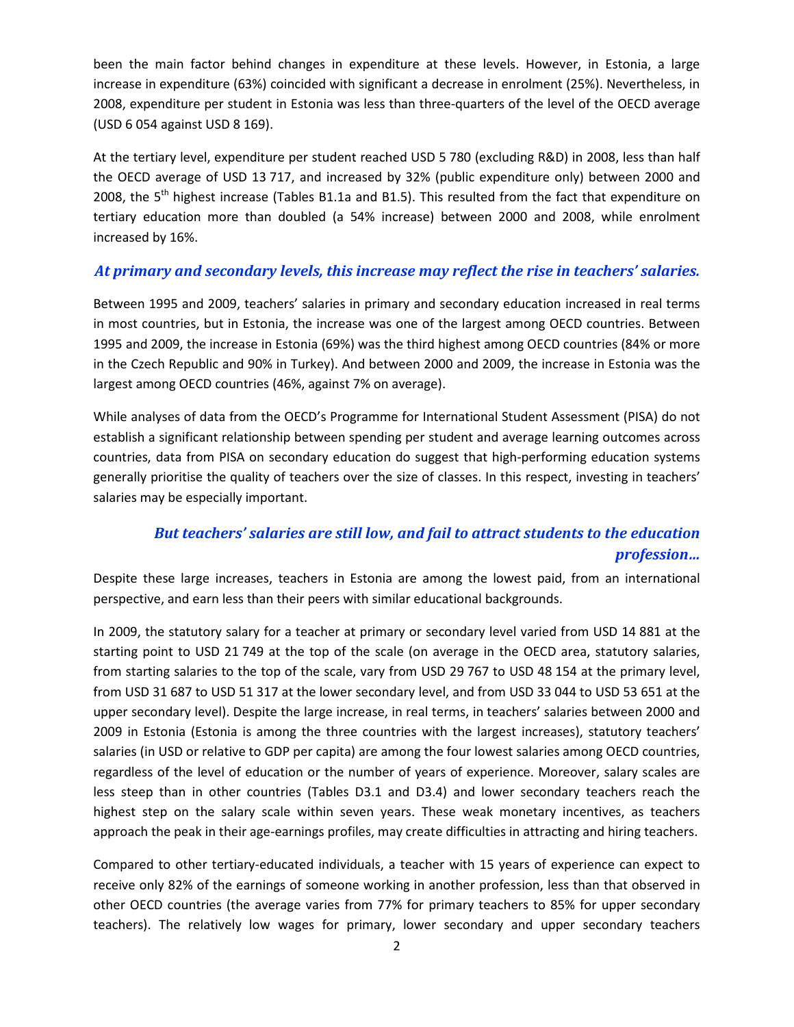been the main factor behind changes in expenditure at these levels. However, in Estonia, a large increase in expenditure (63%) coincided with significant a decrease in enrolment (25%). Nevertheless, in 2008, expenditure per student in Estonia was less than three-quarters of the level of the OECD average (USD 6 054 against USD 8 169).

At the tertiary level, expenditure per student reached USD 5 780 (excluding R&D) in 2008, less than half the OECD average of USD 13 717, and increased by 32% (public expenditure only) between 2000 and 2008, the 5th highest increase (Tables B1.1a and B1.5). This resulted from the fact that expenditure on tertiary education more than doubled (a 54% increase) between 2000 and 2008, while enrolment increased by 16%.

### *At primary and secondary levels, this increase may reflect the rise in teachers' salaries.*

Between 1995 and 2009, teachers' salaries in primary and secondary education increased in real terms in most countries, but in Estonia, the increase was one of the largest among OECD countries. Between 1995 and 2009, the increase in Estonia (69%) was the third highest among OECD countries (84% or more in the Czech Republic and 90% in Turkey). And between 2000 and 2009, the increase in Estonia was the largest among OECD countries (46%, against 7% on average).

While analyses of data from the OECD's Programme for International Student Assessment (PISA) do not establish a significant relationship between spending per student and average learning outcomes across countries, data from PISA on secondary education do suggest that high-performing education systems generally prioritise the quality of teachers over the size of classes. In this respect, investing in teachers' salaries may be especially important.

### *But teachers' salaries are still low, and fail to attract students to the education profession…*

Despite these large increases, teachers in Estonia are among the lowest paid, from an international perspective, and earn less than their peers with similar educational backgrounds.

In 2009, the statutory salary for a teacher at primary or secondary level varied from USD 14 881 at the starting point to USD 21 749 at the top of the scale (on average in the OECD area, statutory salaries, from starting salaries to the top of the scale, vary from USD 29 767 to USD 48 154 at the primary level, from USD 31 687 to USD 51 317 at the lower secondary level, and from USD 33 044 to USD 53 651 at the upper secondary level). Despite the large increase, in real terms, in teachers' salaries between 2000 and 2009 in Estonia (Estonia is among the three countries with the largest increases), statutory teachers' salaries (in USD or relative to GDP per capita) are among the four lowest salaries among OECD countries, regardless of the level of education or the number of years of experience. Moreover, salary scales are less steep than in other countries (Tables D3.1 and D3.4) and lower secondary teachers reach the highest step on the salary scale within seven years. These weak monetary incentives, as teachers approach the peak in their age-earnings profiles, may create difficulties in attracting and hiring teachers.

Compared to other tertiary-educated individuals, a teacher with 15 years of experience can expect to receive only 82% of the earnings of someone working in another profession, less than that observed in other OECD countries (the average varies from 77% for primary teachers to 85% for upper secondary teachers). The relatively low wages for primary, lower secondary and upper secondary teachers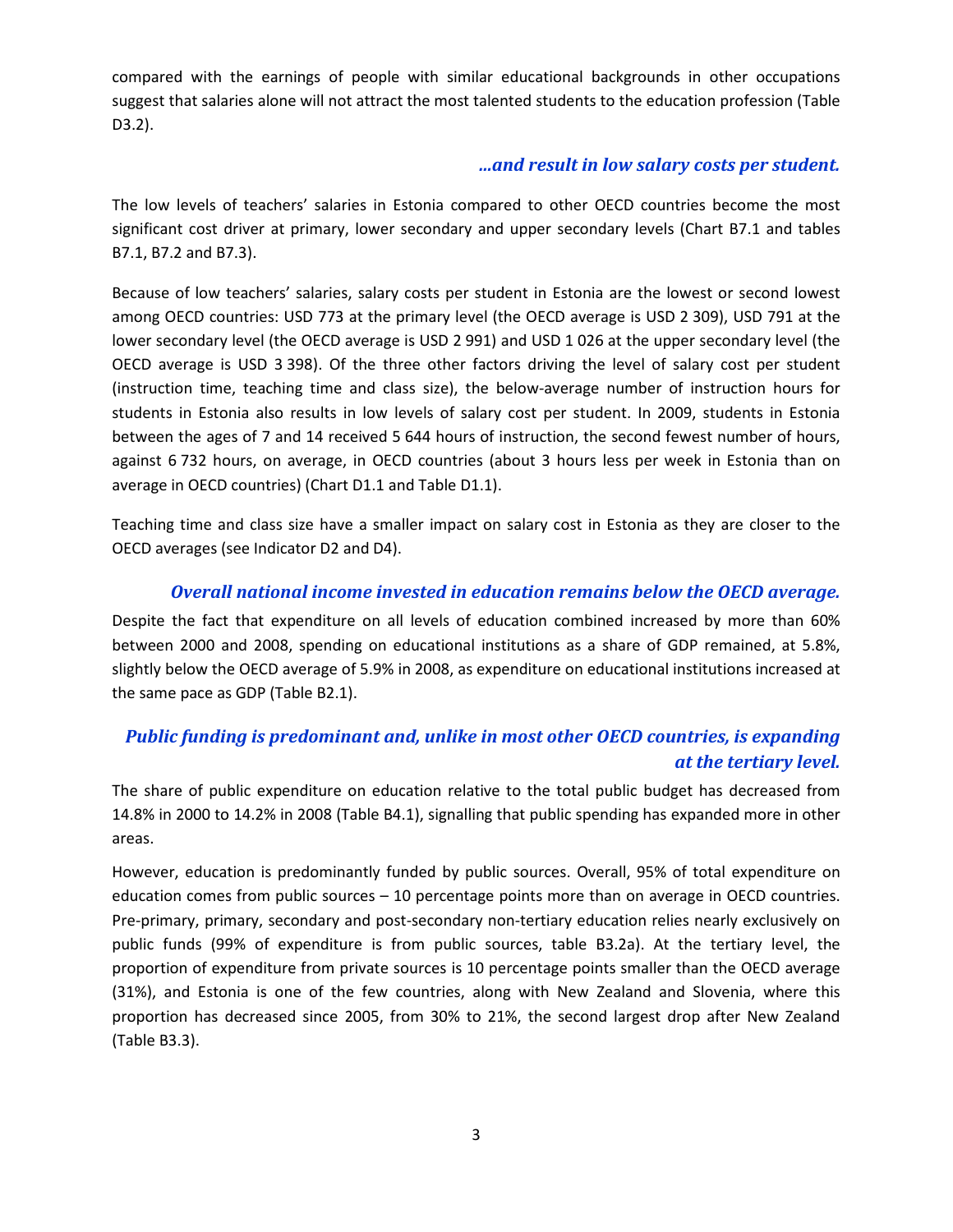compared with the earnings of people with similar educational backgrounds in other occupations suggest that salaries alone will not attract the most talented students to the education profession (Table D3.2).

### *…and result in low salary costs per student.*

The low levels of teachers' salaries in Estonia compared to other OECD countries become the most significant cost driver at primary, lower secondary and upper secondary levels (Chart B7.1 and tables B7.1, B7.2 and B7.3).

Because of low teachers' salaries, salary costs per student in Estonia are the lowest or second lowest among OECD countries: USD 773 at the primary level (the OECD average is USD 2 309), USD 791 at the lower secondary level (the OECD average is USD 2 991) and USD 1 026 at the upper secondary level (the OECD average is USD 3 398). Of the three other factors driving the level of salary cost per student (instruction time, teaching time and class size), the below-average number of instruction hours for students in Estonia also results in low levels of salary cost per student. In 2009, students in Estonia between the ages of 7 and 14 received 5 644 hours of instruction, the second fewest number of hours, against 6 732 hours, on average, in OECD countries (about 3 hours less per week in Estonia than on average in OECD countries) (Chart D1.1 and Table D1.1).

Teaching time and class size have a smaller impact on salary cost in Estonia as they are closer to the OECD averages (see Indicator D2 and D4).

### *Overall national income invested in education remains below the OECD average.*

Despite the fact that expenditure on all levels of education combined increased by more than 60% between 2000 and 2008, spending on educational institutions as a share of GDP remained, at 5.8%, slightly below the OECD average of 5.9% in 2008, as expenditure on educational institutions increased at the same pace as GDP (Table B2.1).

### *Public funding is predominant and, unlike in most other OECD countries, is expanding at the tertiary level.*

The share of public expenditure on education relative to the total public budget has decreased from 14.8% in 2000 to 14.2% in 2008 (Table B4.1), signalling that public spending has expanded more in other areas.

However, education is predominantly funded by public sources. Overall, 95% of total expenditure on education comes from public sources – 10 percentage points more than on average in OECD countries. Pre-primary, primary, secondary and post-secondary non-tertiary education relies nearly exclusively on public funds (99% of expenditure is from public sources, table B3.2a). At the tertiary level, the proportion of expenditure from private sources is 10 percentage points smaller than the OECD average (31%), and Estonia is one of the few countries, along with New Zealand and Slovenia, where this proportion has decreased since 2005, from 30% to 21%, the second largest drop after New Zealand (Table B3.3).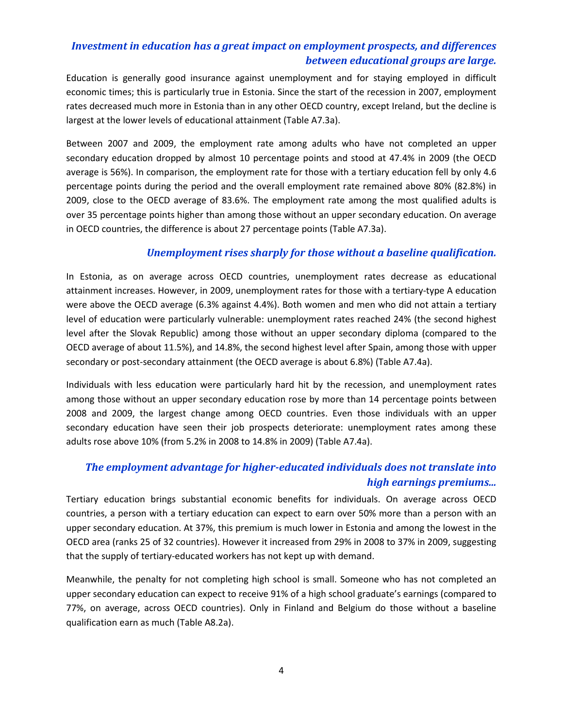### *Investment in education has a great impact on employment prospects, and differences between educational groups are large.*

Education is generally good insurance against unemployment and for staying employed in difficult economic times; this is particularly true in Estonia. Since the start of the recession in 2007, employment rates decreased much more in Estonia than in any other OECD country, except Ireland, but the decline is largest at the lower levels of educational attainment (Table A7.3a).

Between 2007 and 2009, the employment rate among adults who have not completed an upper secondary education dropped by almost 10 percentage points and stood at 47.4% in 2009 (the OECD average is 56%). In comparison, the employment rate for those with a tertiary education fell by only 4.6 percentage points during the period and the overall employment rate remained above 80% (82.8%) in 2009, close to the OECD average of 83.6%. The employment rate among the most qualified adults is over 35 percentage points higher than among those without an upper secondary education. On average in OECD countries, the difference is about 27 percentage points (Table A7.3a).

### *Unemployment rises sharply for those without a baseline qualification.*

In Estonia, as on average across OECD countries, unemployment rates decrease as educational attainment increases. However, in 2009, unemployment rates for those with a tertiary-type A education were above the OECD average (6.3% against 4.4%). Both women and men who did not attain a tertiary level of education were particularly vulnerable: unemployment rates reached 24% (the second highest level after the Slovak Republic) among those without an upper secondary diploma (compared to the OECD average of about 11.5%), and 14.8%, the second highest level after Spain, among those with upper secondary or post-secondary attainment (the OECD average is about 6.8%) (Table A7.4a).

Individuals with less education were particularly hard hit by the recession, and unemployment rates among those without an upper secondary education rose by more than 14 percentage points between 2008 and 2009, the largest change among OECD countries. Even those individuals with an upper secondary education have seen their job prospects deteriorate: unemployment rates among these adults rose above 10% (from 5.2% in 2008 to 14.8% in 2009) (Table A7.4a).

### *The employment advantage for higher-educated individuals does not translate into high earnings premiums...*

Tertiary education brings substantial economic benefits for individuals. On average across OECD countries, a person with a tertiary education can expect to earn over 50% more than a person with an upper secondary education. At 37%, this premium is much lower in Estonia and among the lowest in the OECD area (ranks 25 of 32 countries). However it increased from 29% in 2008 to 37% in 2009, suggesting that the supply of tertiary-educated workers has not kept up with demand.

Meanwhile, the penalty for not completing high school is small. Someone who has not completed an upper secondary education can expect to receive 91% of a high school graduate's earnings (compared to 77%, on average, across OECD countries). Only in Finland and Belgium do those without a baseline qualification earn as much (Table A8.2a).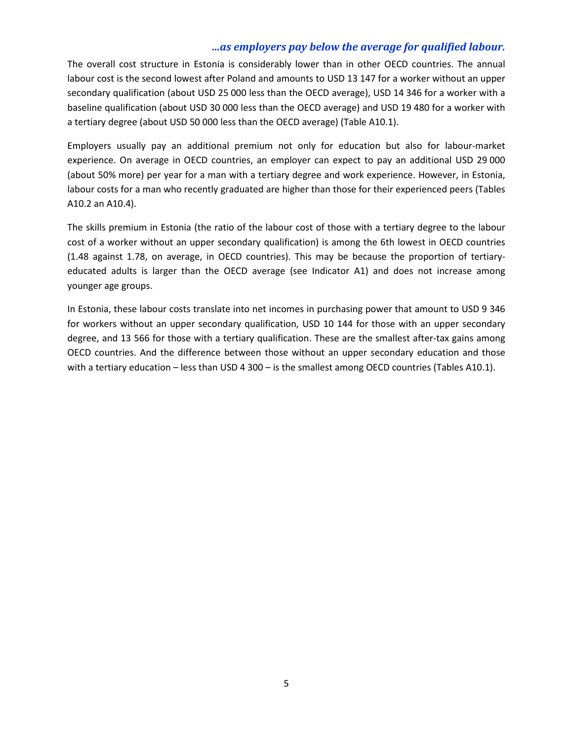### *...as employers pay below the average for qualified labour.*

The overall cost structure in Estonia is considerably lower than in other OECD countries. The annual labour cost is the second lowest after Poland and amounts to USD 13 147 for a worker without an upper secondary qualification (about USD 25 000 less than the OECD average), USD 14 346 for a worker with a baseline qualification (about USD 30 000 less than the OECD average) and USD 19 480 for a worker with a tertiary degree (about USD 50 000 less than the OECD average) (Table A10.1).

Employers usually pay an additional premium not only for education but also for labour-market experience. On average in OECD countries, an employer can expect to pay an additional USD 29 000 (about 50% more) per year for a man with a tertiary degree and work experience. However, in Estonia, labour costs for a man who recently graduated are higher than those for their experienced peers (Tables A10.2 an A10.4).

The skills premium in Estonia (the ratio of the labour cost of those with a tertiary degree to the labour cost of a worker without an upper secondary qualification) is among the 6th lowest in OECD countries (1.48 against 1.78, on average, in OECD countries). This may be because the proportion of tertiary-educated adults is larger than the OECD average (see Indicator A1) and does not increase among younger age groups.

In Estonia, these labour costs translate into net incomes in purchasing power that amount to USD 9 346 for workers without an upper secondary qualification, USD 10 144 for those with an upper secondary degree, and 13 566 for those with a tertiary qualification. These are the smallest after-tax gains among OECD countries. And the difference between those without an upper secondary education and those with a tertiary education – less than USD 4 300 – is the smallest among OECD countries (Tables A10.1).